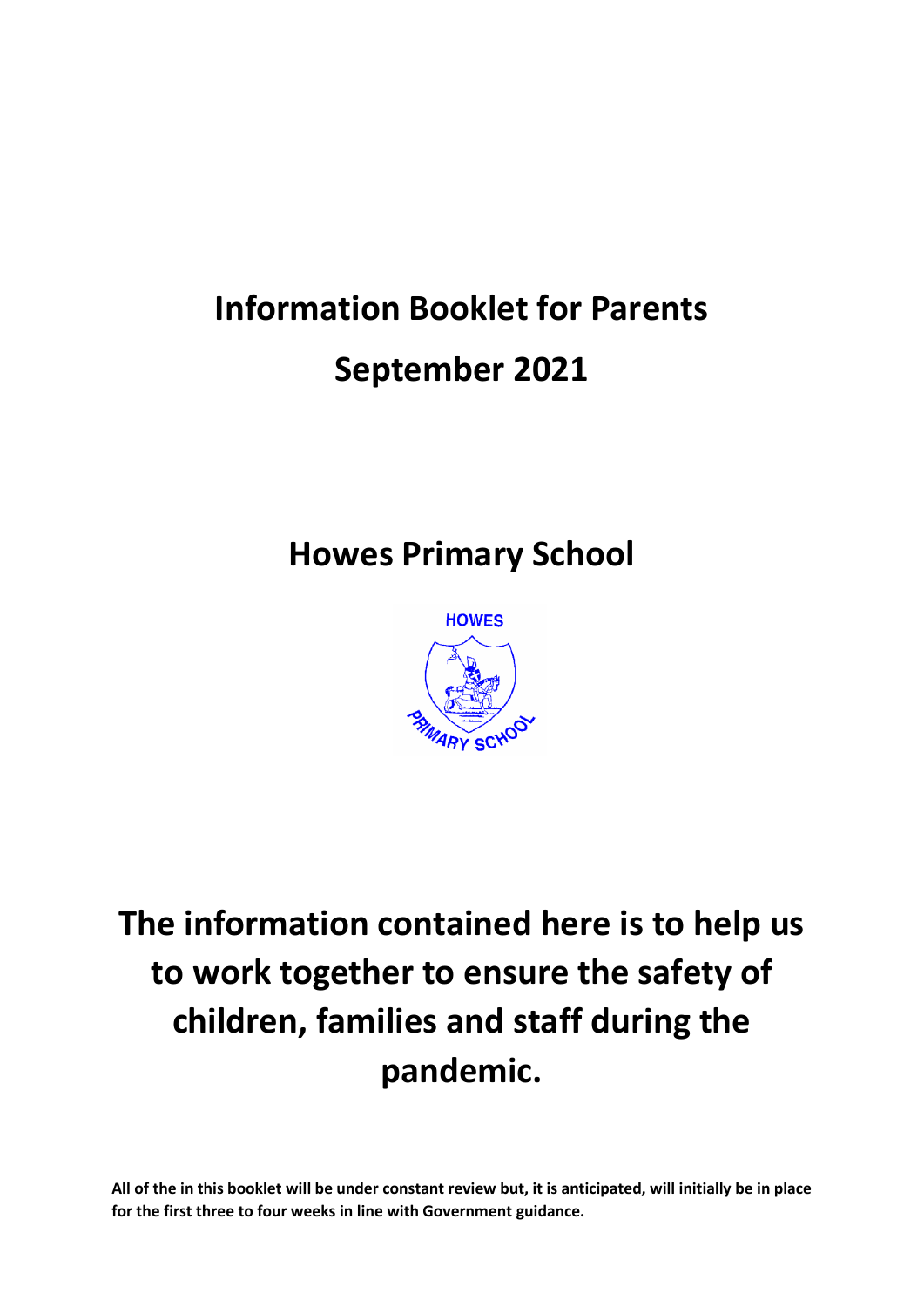# Information Booklet for Parents

# September 2021

## Howes Primary School

## The information contained here is to help us to work together to ensure the safety of children, families and staff during the pandemic.

**All of the in this booklet will be under constant review but, it is anticipated, will initially be in place for the first three to four weeks in line with Government guidance.**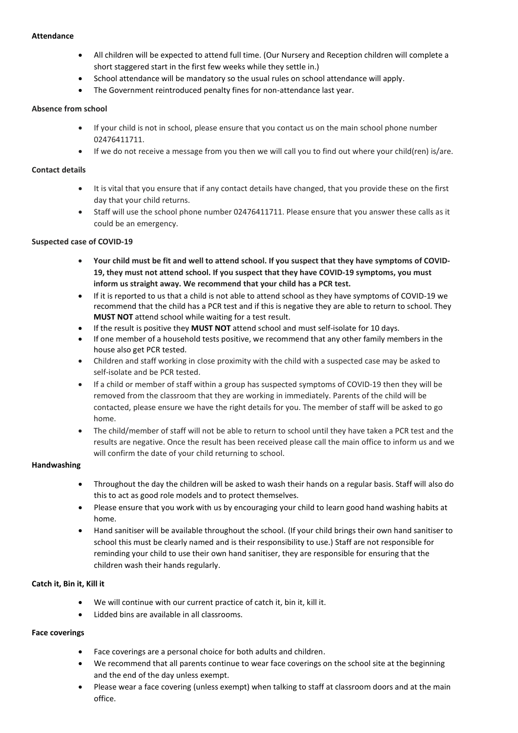**Attendance**

- All children will be expected to attend full time. (Our Nursery and Reception children will complete a short staggered start in the first few weeks while they settle in.)
- School attendance will be mandatory so the usual rules on school attendance will apply.
- The Government reintroduced penalty fines for non-attendance last year.

**Absence from school**

- If your child is not in school, please ensure that you contact us on the main school phone number 02476411711.
- If we do not receive a message from you then we will call you to find out where your child(ren) is/are.

**Contact details**

- It is vital that you ensure that if any contact details have changed, that you provide these on the first day that your child returns.
- Staff will use the school phone number 02476411711. Please ensure that you answer these calls as it could be an emergency.

**Suspected case of COVID-19**

- **Your child must be fit and well to attend school. If you suspect that they have symptoms of COVID-19, they must not attend school. If you suspect that they have COVID-19 symptoms, you must inform us straight away. We recommend that your child has a PCR test.**
- If it is reported to us that a child is not able to attend school as they have symptoms of COVID-19 we recommend that the child has a PCR test and if this is negative they are able to return to school. They **MUST NOT** attend school while waiting for a test result.
- If the result is positive they **MUST NOT** attend school and must self-isolate for 10 days.
- If one member of a household tests positive, we recommend that any other family members in the house also get PCR tested.
- Children and staff working in close proximity with the child with a suspected case may be asked to self-isolate and be PCR tested.
- If a child or member of staff within a group has suspected symptoms of COVID-19 then they will be removed from the classroom that they are working in immediately. Parents of the child will be contacted, please ensure we have the right details for you. The member of staff will be asked to go home.
- The child/member of staff will not be able to return to school until they have taken a PCR test and the results are negative. Once the result has been received please call the main office to inform us and we will confirm the date of your child returning to school.

**Handwashing**

- Throughout the day the children will be asked to wash their hands on a regular basis. Staff will also do this to act as good role models and to protect themselves.
- Please ensure that you work with us by encouraging your child to learn good hand washing habits at home.
- Hand sanitiser will be available throughout the school. (If your child brings their own hand sanitiser to school this must be clearly named and is their responsibility to use.) Staff are not responsible for reminding your child to use their own hand sanitiser, they are responsible for ensuring that the children wash their hands regularly.

**Catch it, Bin it, Kill it**

- We will continue with our current practice of catch it, bin it, kill it.
- Lidded bins are available in all classrooms.

**Face coverings**

- Face coverings are a personal choice for both adults and children.
- We recommend that all parents continue to wear face coverings on the school site at the beginning and the end of the day unless exempt.
- Please wear a face covering (unless exempt) when talking to staff at classroom doors and at the main office.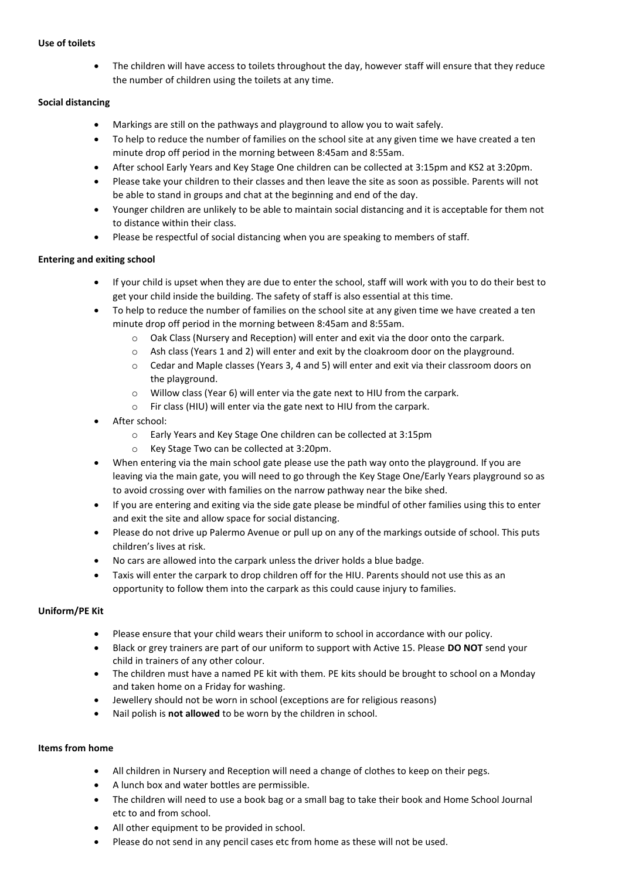**Use of toilets**

- The children will have access to toilets throughout the day, however staff will ensure that they reduce the number of children using the toilets at any time.

**Social distancing**

- Markings are still on the pathways and playground to allow you to wait safely.
- To help to reduce the number of families on the school site at any given time we have created a ten minute drop off period in the morning between 8:45am and 8:55am.
- After school Early Years and Key Stage One children can be collected at 3:15pm and KS2 at 3:20pm.
- Please take your children to their classes and then leave the site as soon as possible. Parents will not be able to stand in groups and chat at the beginning and end of the day.
- Younger children are unlikely to be able to maintain social distancing and it is acceptable for them not to distance within their class.
- Please be respectful of social distancing when you are speaking to members of staff.

**Entering and exiting school**

- If your child is upset when they are due to enter the school, staff will work with you to do their best to get your child inside the building. The safety of staff is also essential at this time.
- To help to reduce the number of families on the school site at any given time we have created a ten minute drop off period in the morning between 8:45am and 8:55am.
  - Oak Class (Nursery and Reception) will enter and exit via the door onto the carpark.
  - Ash class (Years 1 and 2) will enter and exit by the cloakroom door on the playground.
  - Cedar and Maple classes (Years 3, 4 and 5) will enter and exit via their classroom doors on the playground.
  - Willow class (Year 6) will enter via the gate next to HIU from the carpark.
  - Fir class (HIU) will enter via the gate next to HIU from the carpark.
- After school:
  - Early Years and Key Stage One children can be collected at 3:15pm
  - Key Stage Two can be collected at 3:20pm.
- When entering via the main school gate please use the path way onto the playground. If you are leaving via the main gate, you will need to go through the Key Stage One/Early Years playground so as to avoid crossing over with families on the narrow pathway near the bike shed.
- If you are entering and exiting via the side gate please be mindful of other families using this to enter and exit the site and allow space for social distancing.
- Please do not drive up Palermo Avenue or pull up on any of the markings outside of school. This puts children's lives at risk.
- No cars are allowed into the carpark unless the driver holds a blue badge.
- Taxis will enter the carpark to drop children off for the HIU. Parents should not use this as an opportunity to follow them into the carpark as this could cause injury to families.

**Uniform/PE Kit**

- Please ensure that your child wears their uniform to school in accordance with our policy.
- Black or grey trainers are part of our uniform to support with Active 15. Please **DO NOT** send your child in trainers of any other colour.
- The children must have a named PE kit with them. PE kits should be brought to school on a Monday and taken home on a Friday for washing.
- Jewellery should not be worn in school (exceptions are for religious reasons)
- Nail polish is **not allowed** to be worn by the children in school.

**Items from home**

- All children in Nursery and Reception will need a change of clothes to keep on their pegs.
- A lunch box and water bottles are permissible.
- The children will need to use a book bag or a small bag to take their book and Home School Journal etc to and from school.
- All other equipment to be provided in school.
- Please do not send in any pencil cases etc from home as these will not be used.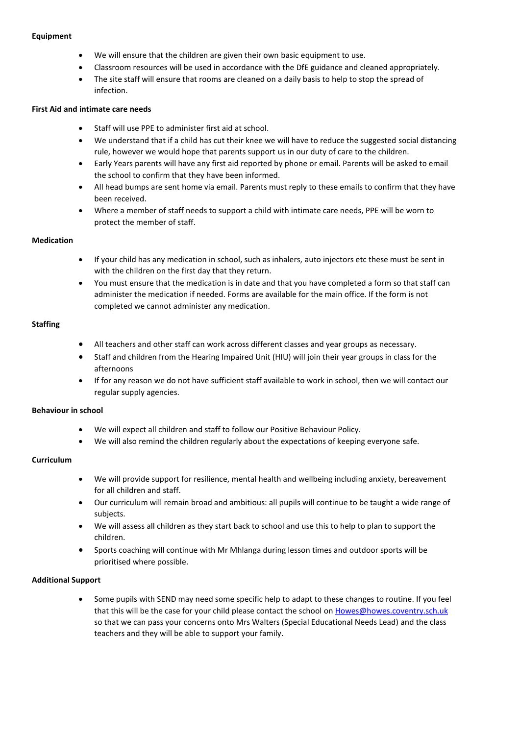**Equipment**

- We will ensure that the children are given their own basic equipment to use.
- Classroom resources will be used in accordance with the DfE guidance and cleaned appropriately.
- The site staff will ensure that rooms are cleaned on a daily basis to help to stop the spread of infection.

**First Aid and intimate care needs**

- Staff will use PPE to administer first aid at school.
- We understand that if a child has cut their knee we will have to reduce the suggested social distancing rule, however we would hope that parents support us in our duty of care to the children.
- Early Years parents will have any first aid reported by phone or email. Parents will be asked to email the school to confirm that they have been informed.
- All head bumps are sent home via email. Parents must reply to these emails to confirm that they have been received.
- Where a member of staff needs to support a child with intimate care needs, PPE will be worn to protect the member of staff.

**Medication**

- If your child has any medication in school, such as inhalers, auto injectors etc these must be sent in with the children on the first day that they return.
- You must ensure that the medication is in date and that you have completed a form so that staff can administer the medication if needed. Forms are available for the main office. If the form is not completed we cannot administer any medication.

**Staffing**

- All teachers and other staff can work across different classes and year groups as necessary.
- Staff and children from the Hearing Impaired Unit (HIU) will join their year groups in class for the afternoons
- If for any reason we do not have sufficient staff available to work in school, then we will contact our regular supply agencies.

**Behaviour in school**

- We will expect all children and staff to follow our Positive Behaviour Policy.
- We will also remind the children regularly about the expectations of keeping everyone safe.

**Curriculum**

- We will provide support for resilience, mental health and wellbeing including anxiety, bereavement for all children and staff.
- Our curriculum will remain broad and ambitious: all pupils will continue to be taught a wide range of subjects.
- We will assess all children as they start back to school and use this to help to plan to support the children.
- Sports coaching will continue with Mr Mhlanga during lesson times and outdoor sports will be prioritised where possible.

**Additional Support**

- Some pupils with SEND may need some specific help to adapt to these changes to routine. If you feel that this will be the case for your child please contact the school on Howes@howes.coventry.sch.uk so that we can pass your concerns onto Mrs Walters (Special Educational Needs Lead) and the class teachers and they will be able to support your family.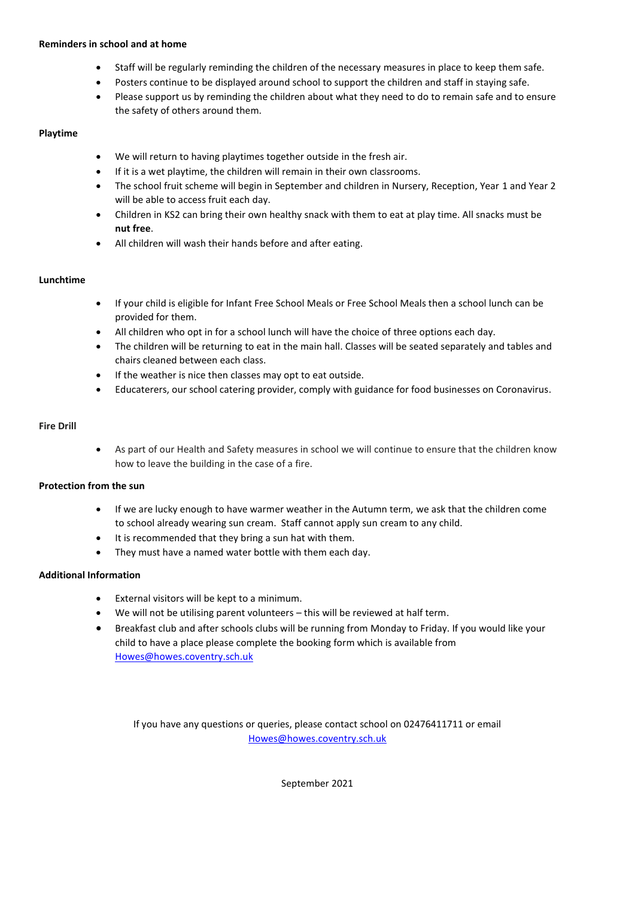**Reminders in school and at home**

- Staff will be regularly reminding the children of the necessary measures in place to keep them safe.
- Posters continue to be displayed around school to support the children and staff in staying safe.
- Please support us by reminding the children about what they need to do to remain safe and to ensure the safety of others around them.

**Playtime**

- We will return to having playtimes together outside in the fresh air.
- If it is a wet playtime, the children will remain in their own classrooms.
- The school fruit scheme will begin in September and children in Nursery, Reception, Year 1 and Year 2 will be able to access fruit each day.
- Children in KS2 can bring their own healthy snack with them to eat at play time. All snacks must be **nut free**.
- All children will wash their hands before and after eating.

**Lunchtime**

- If your child is eligible for Infant Free School Meals or Free School Meals then a school lunch can be provided for them.
- All children who opt in for a school lunch will have the choice of three options each day.
- The children will be returning to eat in the main hall. Classes will be seated separately and tables and chairs cleaned between each class.
- If the weather is nice then classes may opt to eat outside.
- Educaterers, our school catering provider, comply with guidance for food businesses on Coronavirus.

**Fire Drill**

- As part of our Health and Safety measures in school we will continue to ensure that the children know how to leave the building in the case of a fire.

**Protection from the sun**

- If we are lucky enough to have warmer weather in the Autumn term, we ask that the children come to school already wearing sun cream. Staff cannot apply sun cream to any child.
- It is recommended that they bring a sun hat with them.
- They must have a named water bottle with them each day.

**Additional Information**

- External visitors will be kept to a minimum.
- We will not be utilising parent volunteers – this will be reviewed at half term.
- Breakfast club and after schools clubs will be running from Monday to Friday. If you would like your child to have a place please complete the booking form which is available from Howes@howes.coventry.sch.uk

If you have any questions or queries, please contact school on 02476411711 or email Howes@howes.coventry.sch.uk

September 2021